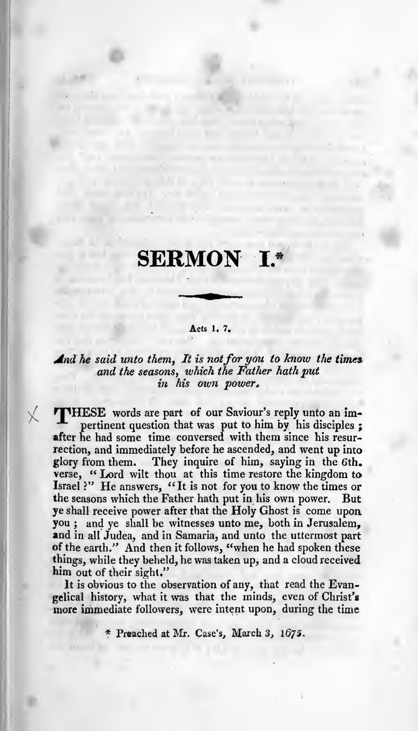# SERMON I.*

Acts I. 7.

*And he said unto them, It is not for you to know the times and the seasons, which the Father hath put in his own power.*

THESE words are part of our Saviour's reply unto an impertinent question that was put to him by his disciples; after he had some time conversed with them since his resurrection, and immediately before he ascended, and went up into glory from them. They inquire of him, saying in the 6th. verse, "Lord wilt thou at this time restore the kingdom to Israel?" He answers, "It is not for you to know the times or the seasons which the Father hath put in his own power. But ye shall receive power after that the Holy Ghost is come upon you; and ye shall be witnesses unto me, both in Jerusalem, and in all Judea, and in Samaria, and unto the uttermost part of the earth." And then it follows, "when he had spoken these things, while they beheld, he was taken up, and a cloud received him out of their sight."

It is obvious to the observation of any, that read the Evangelical history, what it was that the minds, even of Christ's more immediate followers, were intent upon, during the time

\* Preached at Mr. Case's, March 3, 1675.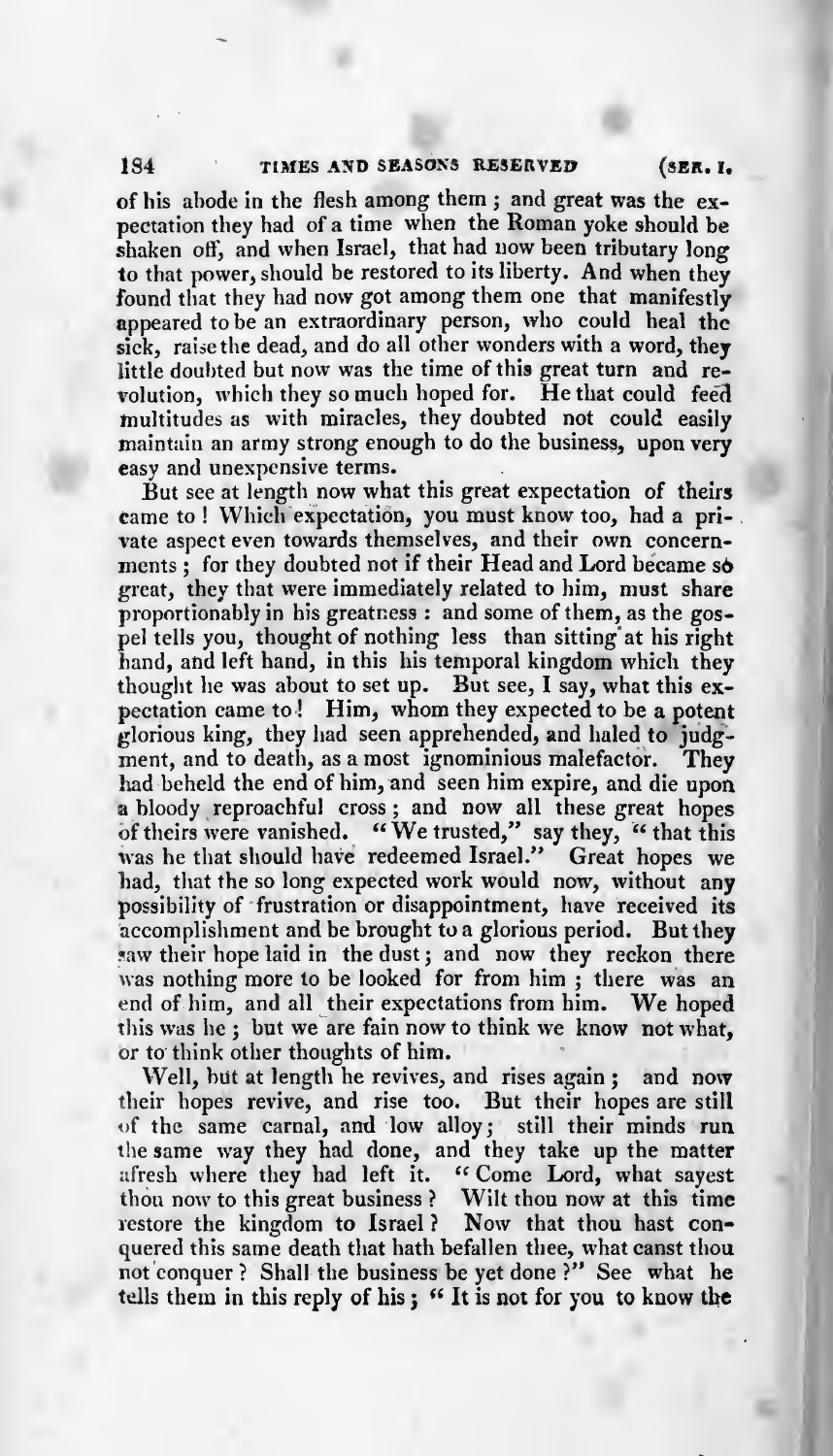of his abode in the flesh among them; and great was the expectation they had of a time when the Roman yoke should be shaken off, and when Israel, that had now been tributary long to that power, should be restored to its liberty. And when they found that they had now got among them one that manifestly appeared to be an extraordinary person, who could heal the sick, raise the dead, and do all other wonders with a word, they little doubted but now was the time of this great turn and revolution, which they so much hoped for. He that could feed multitudes as with miracles, they doubted not could easily maintain an army strong enough to do the business, upon very easy and unexpensive terms.

But see at length now what this great expectation of theirs came to! Which expectation, you must know too, had a private aspect even towards themselves, and their own concernments; for they doubted not if their Head and Lord became so great, they that were immediately related to him, must share proportionably in his greatness: and some of them, as the gospel tells you, thought of nothing less than sitting at his right hand, and left hand, in this his temporal kingdom which they thought he was about to set up. But see, I say, what this expectation came to! Him, whom they expected to be a potent glorious king, they had seen apprehended, and haled to judgment, and to death, as a most ignominious malefactor. They had beheld the end of him, and seen him expire, and die upon a bloody reproachful cross; and now all these great hopes of theirs were vanished. "We trusted," say they, "that this was he that should have redeemed Israel." Great hopes we had, that the so long expected work would now, without any possibility of frustration or disappointment, have received its accomplishment and be brought to a glorious period. But they saw their hope laid in the dust; and now they reckon there was nothing more to be looked for from him; there was an end of him, and all their expectations from him. We hoped this was he; but we are fain now to think we know not what, or to think other thoughts of him.

Well, but at length he revives, and rises again; and now their hopes revive, and rise too. But their hopes are still of the same carnal, and low alloy; still their minds run the same way they had done, and they take up the matter afresh where they had left it. "Come Lord, what sayest thou now to this great business? Wilt thou now at this time restore the kingdom to Israel? Now that thou hast conquered this same death that hath befallen thee, what canst thou not conquer? Shall the business be yet done?" See what he tells them in this reply of his; "It is not for you to know the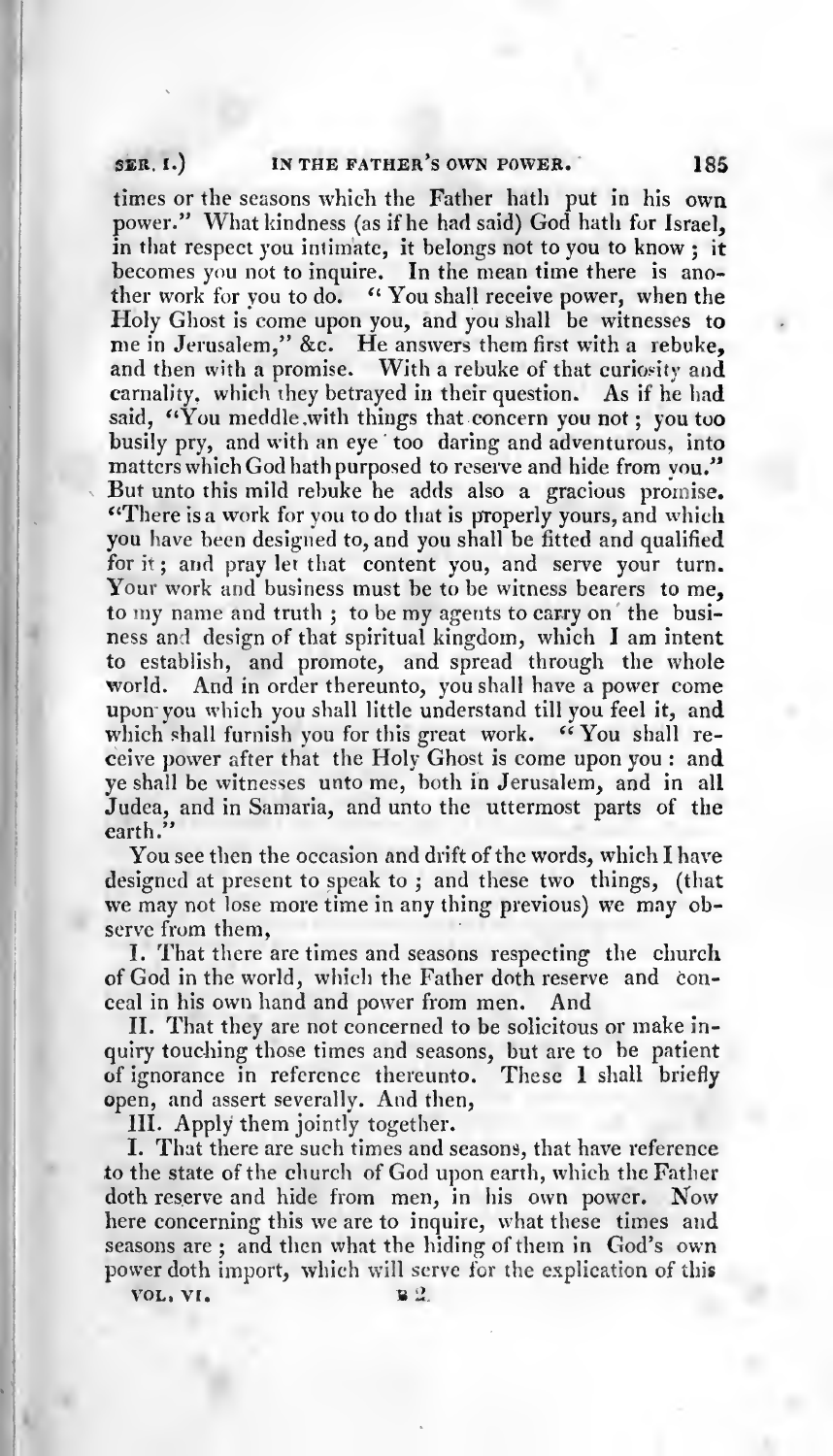times or the seasons which the Father hath put in his own power." What kindness (as if he had said) God hath for Israel, in that respect you intimate, it belongs not to you to know; it becomes you not to inquire. In the mean time there is another work for you to do. "You shall receive power, when the Holy Ghost is come upon you, and you shall be witnesses to me in Jerusalem," &c. He answers them first with a rebuke, and then with a promise. With a rebuke of that curiosity and carnality, which they betrayed in their question. As if he had said, "You meddle with things that concern you not; you too busily pry, and with an eye too daring and adventurous, into matters which God hath purposed to reserve and hide from you." But unto this mild rebuke he adds also a gracious promise. "There is a work for you to do that is properly yours, and which you have been designed to, and you shall be fitted and qualified for it; and pray let that content you, and serve your turn. Your work and business must be to be witness bearers to me, to my name and truth; to be my agents to carry on the business and design of that spiritual kingdom, which I am intent to establish, and promote, and spread through the whole world. And in order thereunto, you shall have a power come upon you which you shall little understand till you feel it, and which shall furnish you for this great work. "You shall receive power after that the Holy Ghost is come upon you: and ye shall be witnesses unto me, both in Jerusalem, and in all Judea, and in Samaria, and unto the uttermost parts of the earth."

You see then the occasion and drift of the words, which I have designed at present to speak to; and these two things, (that we may not lose more time in any thing previous) we may observe from them,

I. That there are times and seasons respecting the church of God in the world, which the Father doth reserve and conceal in his own hand and power from men. And

II. That they are not concerned to be solicitous or make inquiry touching those times and seasons, but are to be patient of ignorance in reference thereunto. These I shall briefly open, and assert severally. And then,

III. Apply them jointly together.

I. That there are such times and seasons, that have reference to the state of the church of God upon earth, which the Father doth reserve and hide from men, in his own power. Now here concerning this we are to inquire, what these times and seasons are; and then what the hiding of them in God's own power doth import, which will serve for the explication of this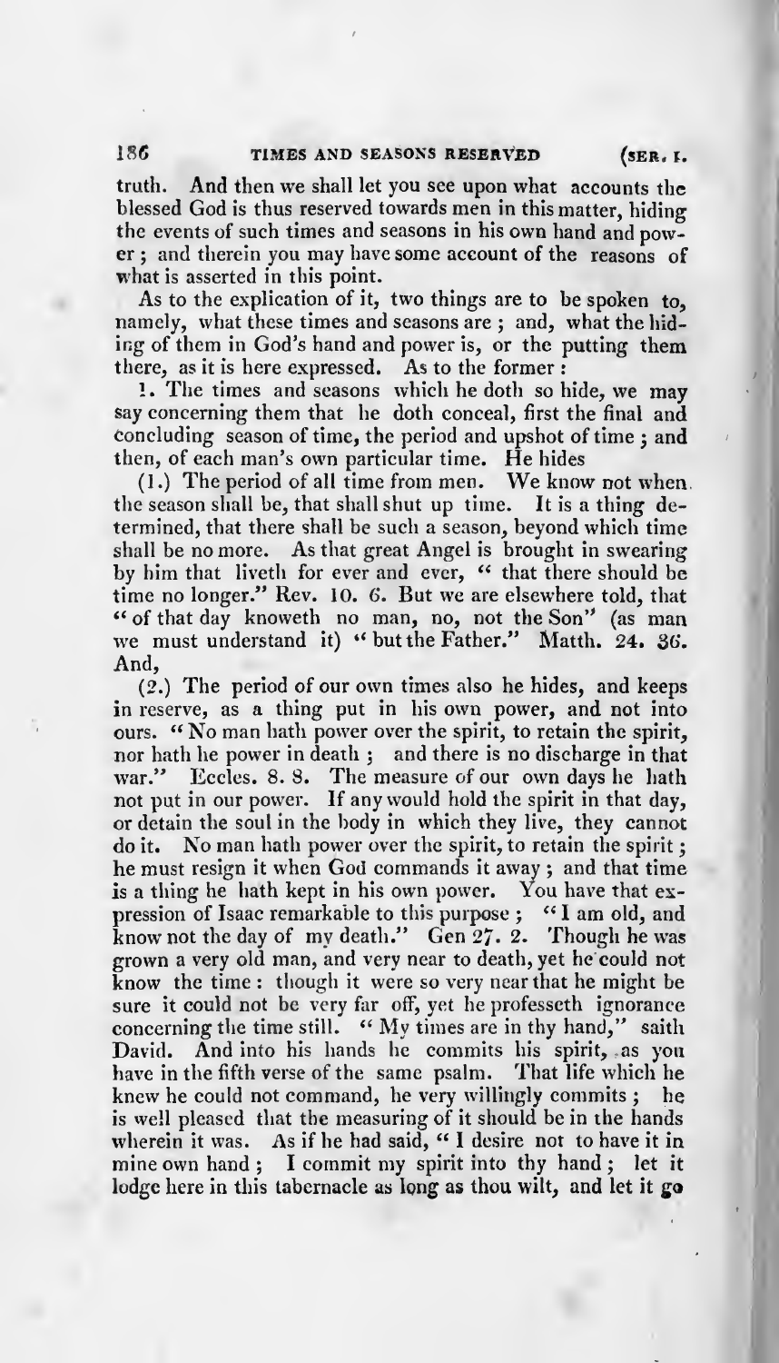truth. And then we shall let you see upon what accounts the blessed God is thus reserved towards men in this matter, hiding the events of such times and seasons in his own hand and power; and therein you may have some account of the reasons of what is asserted in this point.

As to the explication of it, two things are to be spoken to, namely, what these times and seasons are; and, what the hiding of them in God's hand and power is, or the putting them there, as it is here expressed. As to the former:

1. The times and seasons which he doth so hide, we may say concerning them that he doth conceal, first the final and concluding season of time, the period and upshot of time; and then, of each man's own particular time. He hides

(1.) The period of all time from men. We know not when the season shall be, that shall shut up time. It is a thing determined, that there shall be such a season, beyond which time shall be no more. As that great Angel is brought in swearing by him that liveth for ever and ever, "that there should be time no longer." Rev. 10. 6. But we are elsewhere told, that "of that day knoweth no man, no, not the Son" (as man we must understand it) "but the Father." Matth. 24. 36. And,

(2.) The period of our own times also he hides, and keeps in reserve, as a thing put in his own power, and not into ours. "No man hath power over the spirit, to retain the spirit, nor hath he power in death; and there is no discharge in that war." Eccles. 8. 8. The measure of our own days he hath not put in our power. If any would hold the spirit in that day, or detain the soul in the body in which they live, they cannot do it. No man hath power over the spirit, to retain the spirit; he must resign it when God commands it away; and that time is a thing he hath kept in his own power. You have that expression of Isaac remarkable to this purpose; "I am old, and know not the day of my death." Gen 27. 2. Though he was grown a very old man, and very near to death, yet he could not know the time: though it were so very near that he might be sure it could not be very far off, yet he professeth ignorance concerning the time still. "My times are in thy hand," saith David. And into his hands he commits his spirit, as you have in the fifth verse of the same psalm. That life which he knew he could not command, he very willingly commits; he is well pleased that the measuring of it should be in the hands wherein it was. As if he had said, "I desire not to have it in mine own hand; I commit my spirit into thy hand; let it lodge here in this tabernacle as long as thou wilt, and let it go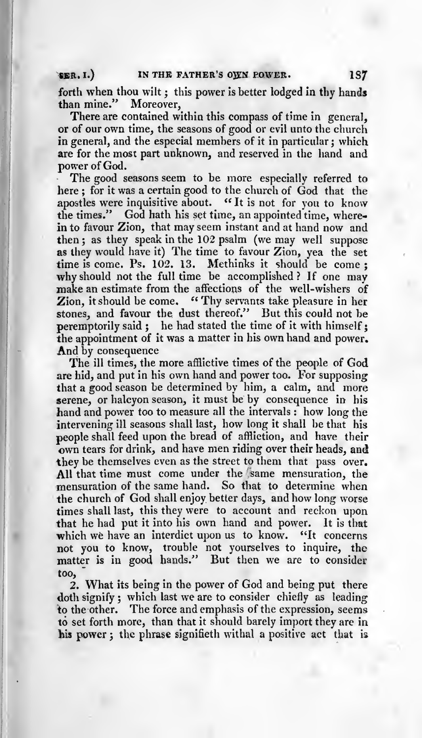forth when thou wilt; this power is better lodged in thy hands than mine." Moreover,

There are contained within this compass of time in general, or of our own time, the seasons of good or evil unto the church in general, and the especial members of it in particular; which are for the most part unknown, and reserved in the hand and power of God.

The good seasons seem to be more especially referred to here; for it was a certain good to the church of God that the apostles were inquisitive about. "It is not for you to know the times." God hath his set time, an appointed time, wherein to favour Zion, that may seem instant and at hand now and then; as they speak in the 102 psalm (we may well suppose as they would have it) The time to favour Zion, yea the set time is come. Ps. 102. 13. Methinks it should be come; why should not the full time be accomplished? If one may make an estimate from the affections of the well-wishers of Zion, it should be come. "Thy servants take pleasure in her stones, and favour the dust thereof." But this could not be peremptorily said; he had stated the time of it with himself; the appointment of it was a matter in his own hand and power. And by consequence

The ill times, the more afflictive times of the people of God are hid, and put in his own hand and power too. For supposing that a good season be determined by him, a calm, and more serene, or halcyon season, it must be by consequence in his hand and power too to measure all the intervals: how long the intervening ill seasons shall last, how long it shall be that his people shall feed upon the bread of affliction, and have their own tears for drink, and have men riding over their heads, and they be themselves even as the street to them that pass over. All that time must come under the same mensuration, the mensuration of the same hand. So that to determine when the church of God shall enjoy better days, and how long worse times shall last, this they were to account and reckon upon that he had put it into his own hand and power. It is that which we have an interdict upon us to know. "It concerns not you to know, trouble not yourselves to inquire, the matter is in good hands." But then we are to consider too,

2. What its being in the power of God and being put there doth signify; which last we are to consider chiefly as leading to the other. The force and emphasis of the expression, seems to set forth more, than that it should barely import they are in his power; the phrase signifieth withal a positive act that is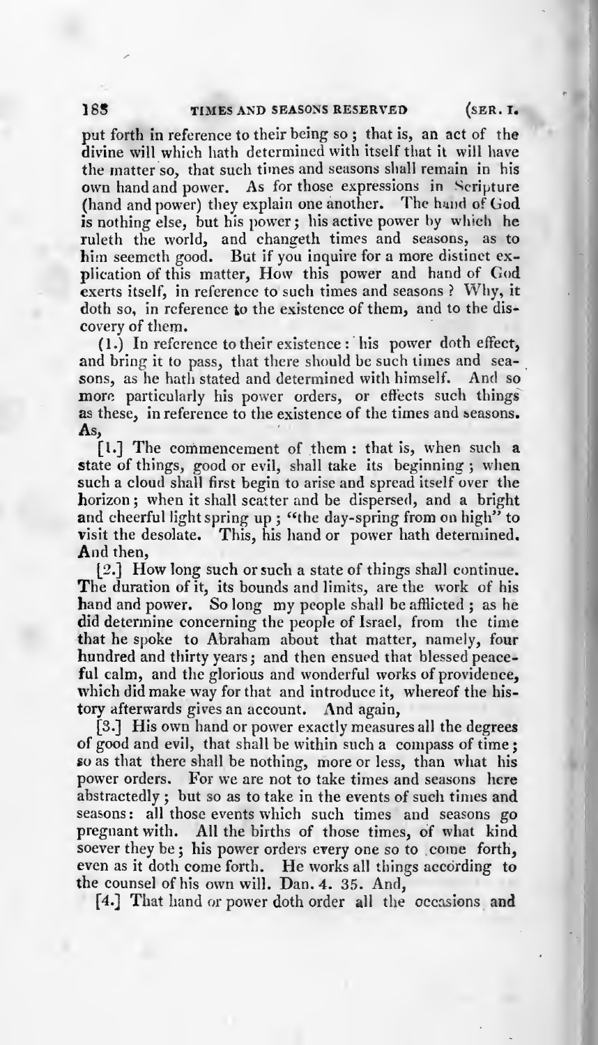put forth in reference to their being so; that is, an act of the divine will which hath determined with itself that it will have the matter so, that such times and seasons shall remain in his own hand and power. As for those expressions in Scripture (hand and power) they explain one another. The hand of God is nothing else, but his power; his active power by which he ruleth the world, and changeth times and seasons, as to him seemeth good. But if you inquire for a more distinct explication of this matter, How this power and hand of God exerts itself, in reference to such times and seasons? Why, it doth so, in reference to the existence of them, and to the discovery of them.

(1.) In reference to their existence: his power doth effect, and bring it to pass, that there should be such times and seasons, as he hath stated and determined with himself. And so more particularly his power orders, or effects such things as these, in reference to the existence of the times and seasons. As,

[1.] The commencement of them: that is, when such a state of things, good or evil, shall take its beginning; when such a cloud shall first begin to arise and spread itself over the horizon; when it shall scatter and be dispersed, and a bright and cheerful light spring up; "the day-spring from on high" to visit the desolate. This, his hand or power hath determined. And then,

[2.] How long such or such a state of things shall continue. The duration of it, its bounds and limits, are the work of his hand and power. So long my people shall be afflicted; as he did determine concerning the people of Israel, from the time that he spoke to Abraham about that matter, namely, four hundred and thirty years; and then ensued that blessed peaceful calm, and the glorious and wonderful works of providence, which did make way for that and introduce it, whereof the history afterwards gives an account. And again,

[3.] His own hand or power exactly measures all the degrees of good and evil, that shall be within such a compass of time; so as that there shall be nothing, more or less, than what his power orders. For we are not to take times and seasons here abstractedly; but so as to take in the events of such times and seasons: all those events which such times and seasons go pregnant with. All the births of those times, of what kind soever they be; his power orders every one so to come forth, even as it doth come forth. He works all things according to the counsel of his own will. Dan. 4. 35. And,

[4.] That hand or power doth order all the occasions and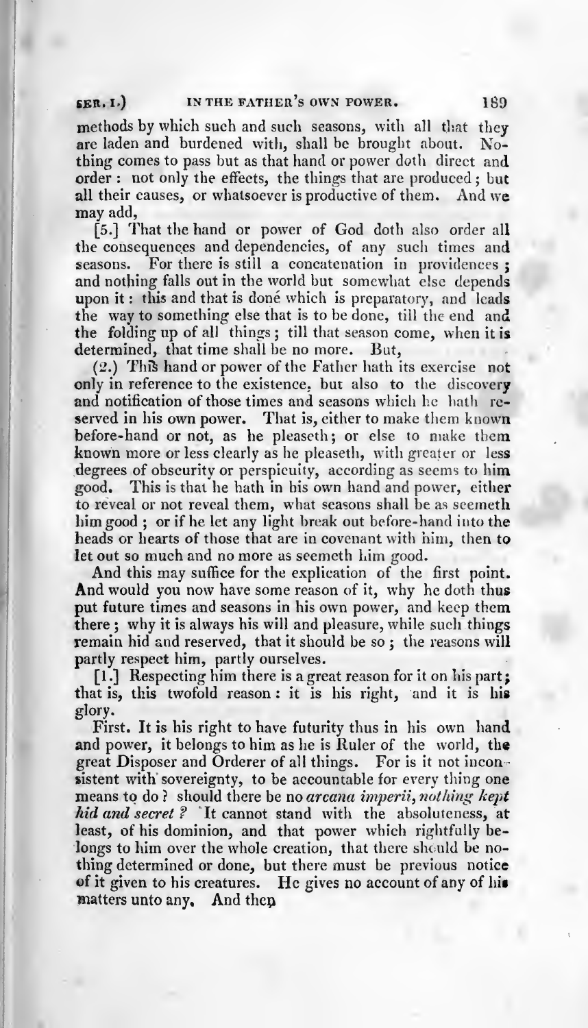methods by which such and such seasons, with all that they are laden and burdened with, shall be brought about. Nothing comes to pass but as that hand or power doth direct and order: not only the effects, the things that are produced; but all their causes, or whatsoever is productive of them. And we may add,

[5.] That the hand or power of God doth also order all the consequences and dependencies, of any such times and seasons. For there is still a concatenation in providences; and nothing falls out in the world but somewhat else depends upon it: this and that is doné which is preparatory, and leads the way to something else that is to be done, till the end and the folding up of all things; till that season come, when it is determined, that time shall be no more. But,

(2.) This hand or power of the Father hath its exercise not only in reference to the existence, but also to the discovery and notification of those times and seasons which he hath reserved in his own power. That is, either to make them known before-hand or not, as he pleaseth; or else to make them known more or less clearly as he pleaseth, with greater or less degrees of obscurity or perspicuity, according as seems to him good. This is that he hath in his own hand and power, either to reveal or not reveal them, what seasons shall be as seemeth him good; or if he let any light break out before-hand into the heads or hearts of those that are in covenant with him, then to let out so much and no more as seemeth him good.

And this may suffice for the explication of the first point. And would you now have some reason of it, why he doth thus put future times and seasons in his own power, and keep them there; why it is always his will and pleasure, while such things remain hid and reserved, that it should be so; the reasons will partly respect him, partly ourselves.

[1.] Respecting him there is a great reason for it on his part; that is, this twofold reason: it is his right, and it is his glory.

First. It is his right to have futurity thus in his own hand and power, it belongs to him as he is Ruler of the world, the great Disposer and Orderer of all things. For is it not inconsistent with sovereignty, to be accountable for every thing one means to do? should there be no *arcana imperii, nothing kept hid and secret?* It cannot stand with the absoluteness, at least, of his dominion, and that power which rightfully belongs to him over the whole creation, that there should be nothing determined or done, but there must be previous notice of it given to his creatures. He gives no account of any of his matters unto any. And then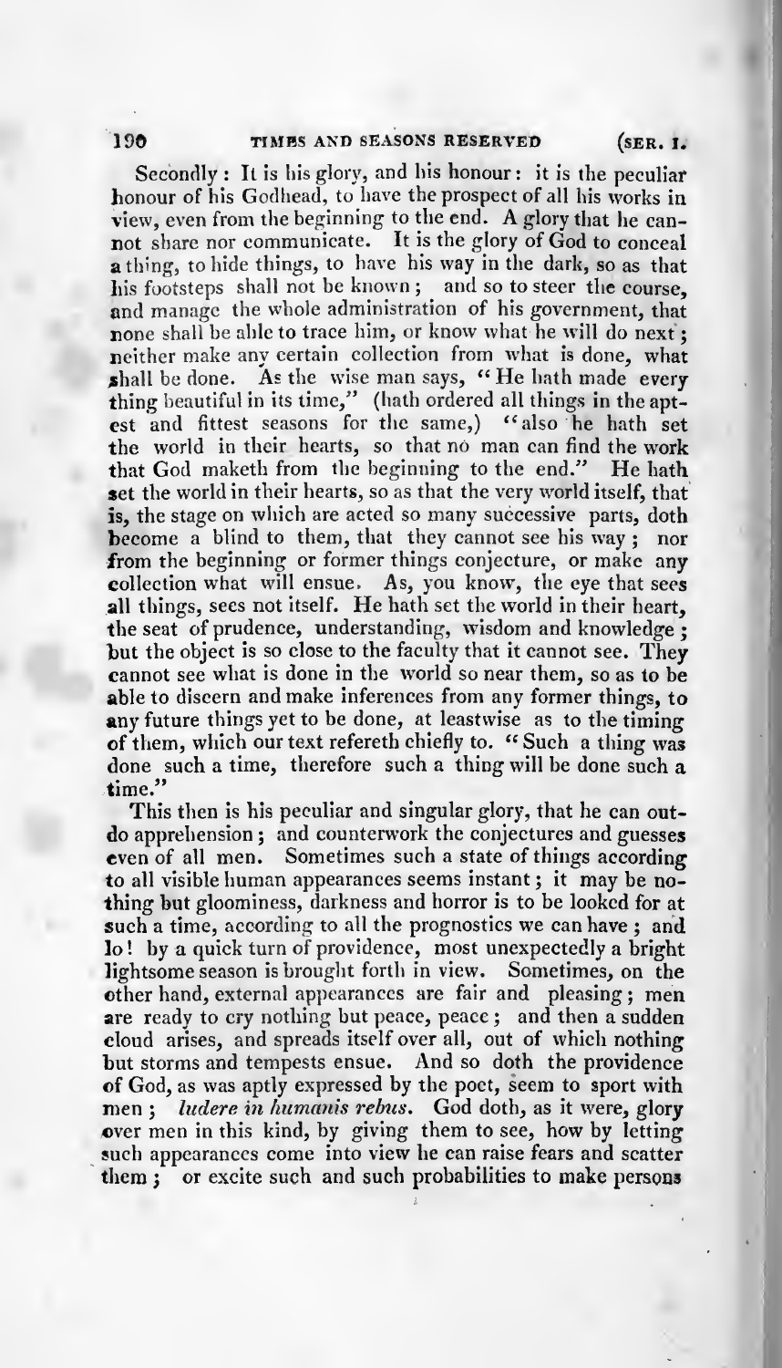Secondly: It is his glory, and his honour: it is the peculiar honour of his Godhead, to have the prospect of all his works in view, even from the beginning to the end. A glory that he cannot share nor communicate. It is the glory of God to conceal a thing, to hide things, to have his way in the dark, so as that his footsteps shall not be known; and so to steer the course, and manage the whole administration of his government, that none shall be able to trace him, or know what he will do next; neither make any certain collection from what is done, what shall be done. As the wise man says, "He hath made every thing beautiful in its time," (hath ordered all things in the aptest and fittest seasons for the same,) "also he hath set the world in their hearts, so that no man can find the work that God maketh from the beginning to the end." He hath set the world in their hearts, so as that the very world itself, that is, the stage on which are acted so many successive parts, doth become a blind to them, that they cannot see his way; nor from the beginning or former things conjecture, or make any collection what will ensue. As, you know, the eye that sees all things, sees not itself. He hath set the world in their heart, the seat of prudence, understanding, wisdom and knowledge; but the object is so close to the faculty that it cannot see. They cannot see what is done in the world so near them, so as to be able to discern and make inferences from any former things, to any future things yet to be done, at leastwise as to the timing of them, which our text refereth chiefly to. "Such a thing was done such a time, therefore such a thing will be done such a time."

This then is his peculiar and singular glory, that he can outdo apprehension; and counterwork the conjectures and guesses even of all men. Sometimes such a state of things according to all visible human appearances seems instant; it may be nothing but gloominess, darkness and horror is to be looked for at such a time, according to all the prognostics we can have; and lo! by a quick turn of providence, most unexpectedly a bright lightsome season is brought forth in view. Sometimes, on the other hand, external appearances are fair and pleasing; men are ready to cry nothing but peace, peace; and then a sudden cloud arises, and spreads itself over all, out of which nothing but storms and tempests ensue. And so doth the providence of God, as was aptly expressed by the poet, seem to sport with men; *ludere in humanis rebus*. God doth, as it were, glory over men in this kind, by giving them to see, how by letting such appearances come into view he can raise fears and scatter them; or excite such and such probabilities to make persons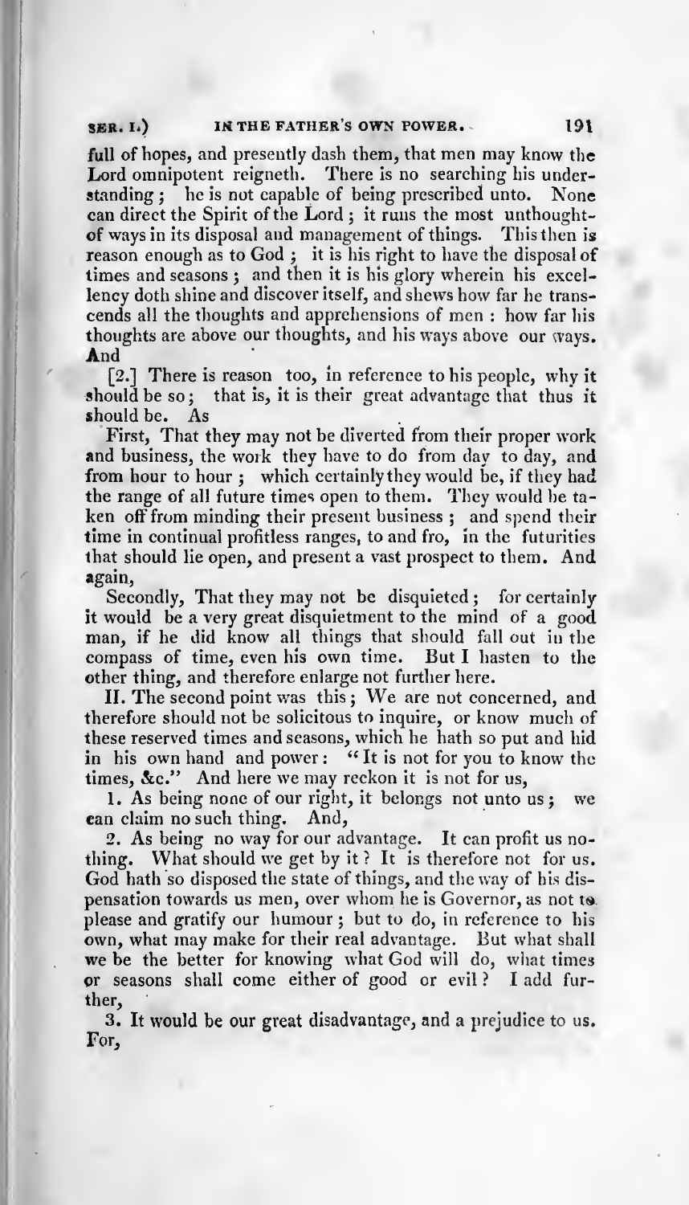full of hopes, and presently dash them, that men may know the Lord omnipotent reigneth. There is no searching his understanding; he is not capable of being prescribed unto. None can direct the Spirit of the Lord; it runs the most unthought-of ways in its disposal and management of things. This then is reason enough as to God; it is his right to have the disposal of times and seasons; and then it is his glory wherein his excellency doth shine and discover itself, and shews how far he transcends all the thoughts and apprehensions of men: how far his thoughts are above our thoughts, and his ways above our ways. And

[2.] There is reason too, in reference to his people, why it should be so; that is, it is their great advantage that thus it should be. As

First, That they may not be diverted from their proper work and business, the work they have to do from day to day, and from hour to hour; which certainly they would be, if they had the range of all future times open to them. They would be taken off from minding their present business; and spend their time in continual profitless ranges, to and fro, in the futurities that should lie open, and present a vast prospect to them. And again,

Secondly, That they may not be disquieted; for certainly it would be a very great disquietment to the mind of a good man, if he did know all things that should fall out in the compass of time, even his own time. But I hasten to the other thing, and therefore enlarge not further here.

II. The second point was this; We are not concerned, and therefore should not be solicitous to inquire, or know much of these reserved times and seasons, which he hath so put and hid in his own hand and power: "It is not for you to know the times, &c." And here we may reckon it is not for us,

1. As being none of our right, it belongs not unto us; we can claim no such thing. And,

2. As being no way for our advantage. It can profit us nothing. What should we get by it? It is therefore not for us. God hath so disposed the state of things, and the way of his dispensation towards us men, over whom he is Governor, as not to please and gratify our humour; but to do, in reference to his own, what may make for their real advantage. But what shall we be the better for knowing what God will do, what times or seasons shall come either of good or evil? I add further,

3. It would be our great disadvantage, and a prejudice to us. For,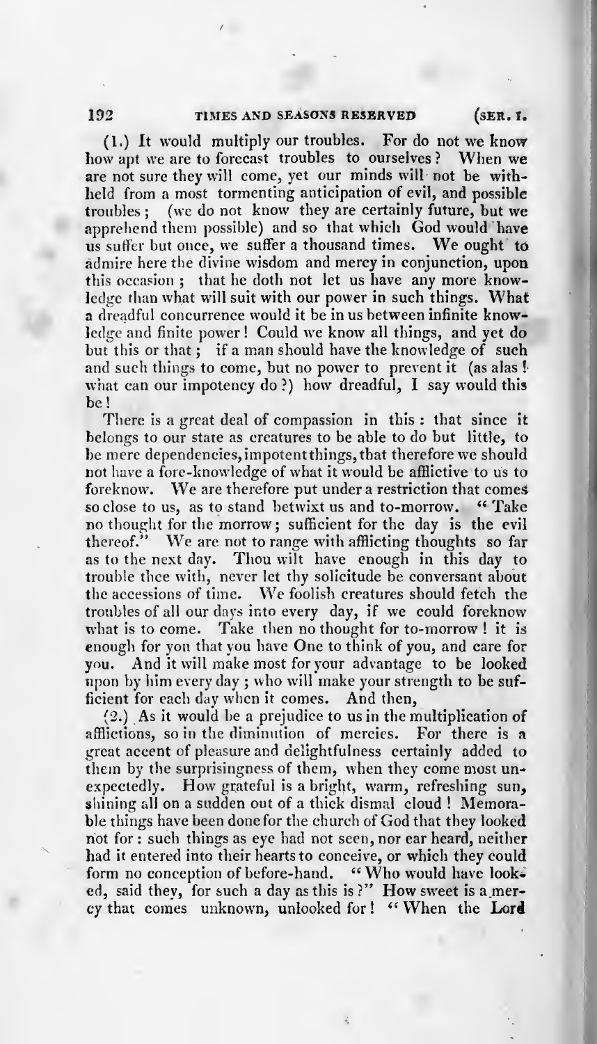(1.) It would multiply our troubles. For do not we know how apt we are to forecast troubles to ourselves? When we are not sure they will come, yet our minds will not be withheld from a most tormenting anticipation of evil, and possible troubles; (we do not know they are certainly future, but we apprehend them possible) and so that which God would have us suffer but once, we suffer a thousand times. We ought to admire here the divine wisdom and mercy in conjunction, upon this occasion; that he doth not let us have any more knowledge than what will suit with our power in such things. What a dreadful concurrence would it be in us between infinite knowledge and finite power! Could we know all things, and yet do but this or that; if a man should have the knowledge of such and such things to come, but no power to prevent it (as alas! what can our impotency do?) how dreadful, I say would this be!

There is a great deal of compassion in this: that since it belongs to our state as creatures to be able to do but little, to be mere dependencies, impotent things, that therefore we should not have a fore-knowledge of what it would be afflictive to us to foreknow. We are therefore put under a restriction that comes so close to us, as to stand betwixt us and to-morrow. "Take no thought for the morrow; sufficient for the day is the evil thereof." We are not to range with afflicting thoughts so far as to the next day. Thou wilt have enough in this day to trouble thee with, never let thy solicitude be conversant about the accessions of time. We foolish creatures should fetch the troubles of all our days into every day, if we could foreknow what is to come. Take then no thought for to-morrow! it is enough for you that you have One to think of you, and care for you. And it will make most for your advantage to be looked upon by him every day; who will make your strength to be sufficient for each day when it comes. And then,

(2.) As it would be a prejudice to us in the multiplication of afflictions, so in the diminution of mercies. For there is a great accent of pleasure and delightfulness certainly added to them by the surprisingness of them, when they come most unexpectedly. How grateful is a bright, warm, refreshing sun, shining all on a sudden out of a thick dismal cloud! Memorable things have been done for the church of God that they looked not for: such things as eye had not seen, nor ear heard, neither had it entered into their hearts to conceive, or which they could form no conception of before-hand. "Who would have looked, said they, for such a day as this is?" How sweet is a mercy that comes unknown, unlooked for! "When the Lord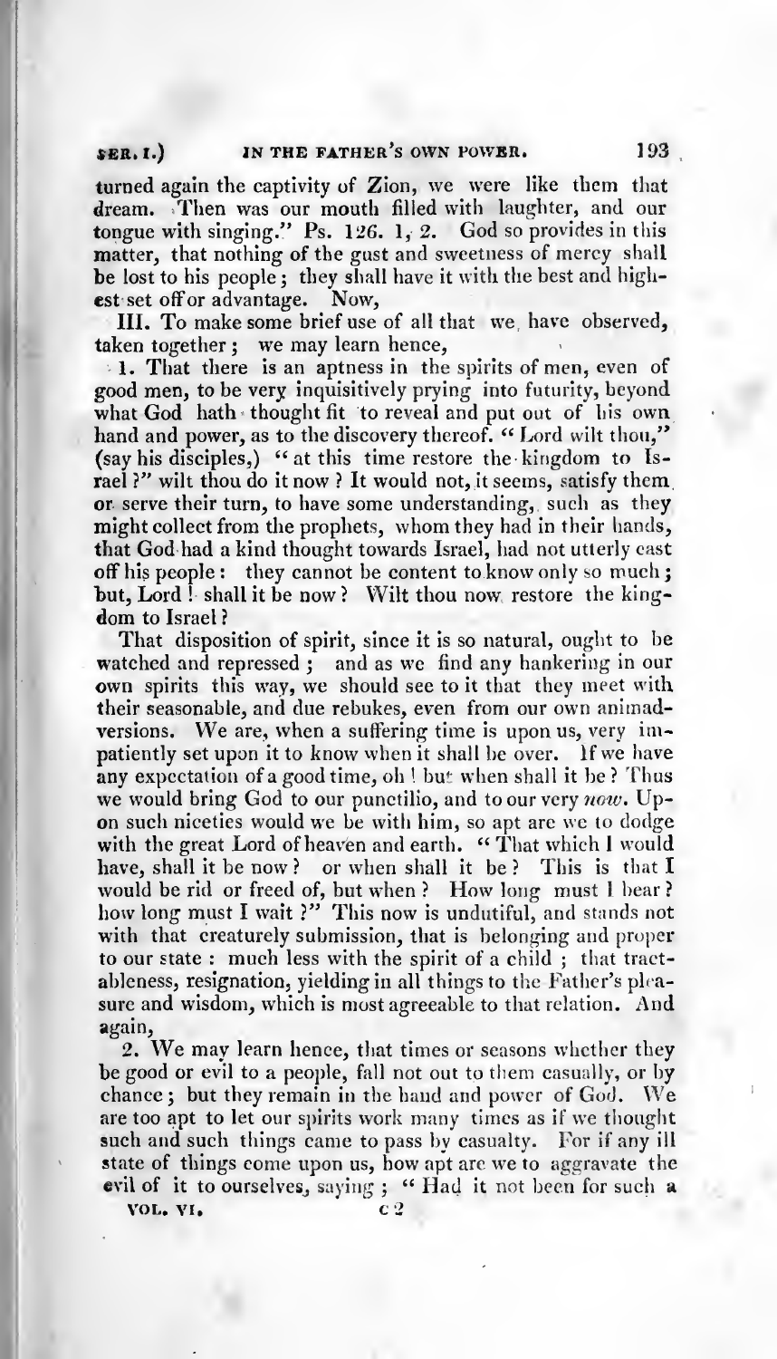turned again the captivity of Zion, we were like them that dream. Then was our mouth filled with laughter, and our tongue with singing." Ps. 126. 1, 2. God so provides in this matter, that nothing of the gust and sweetness of mercy shall be lost to his people; they shall have it with the best and highest set off or advantage. Now,

III. To make some brief use of all that we have observed, taken together; we may learn hence,

1. That there is an aptness in the spirits of men, even of good men, to be very inquisitively prying into futurity, beyond what God hath thought fit to reveal and put out of his own hand and power, as to the discovery thereof. "Lord wilt thou," (say his disciples,) "at this time restore the kingdom to Israel?" wilt thou do it now? It would not, it seems, satisfy them or serve their turn, to have some understanding, such as they might collect from the prophets, whom they had in their hands, that God had a kind thought towards Israel, had not utterly cast off his people: they cannot be content to know only so much; but, Lord! shall it be now? Wilt thou now restore the kingdom to Israel?

That disposition of spirit, since it is so natural, ought to be watched and repressed; and as we find any hankering in our own spirits this way, we should see to it that they meet with their seasonable, and due rebukes, even from our own animadversions. We are, when a suffering time is upon us, very impatiently set upon it to know when it shall be over. If we have any expectation of a good time, oh! but when shall it be? Thus we would bring God to our punctilio, and to our very *now*. Upon such niceties would we be with him, so apt are we to dodge with the great Lord of heaven and earth. "That which I would have, shall it be now? or when shall it be? This is that I would be rid or freed of, but when? How long must I bear? how long must I wait?" This now is undutiful, and stands not with that creaturely submission, that is belonging and proper to our state: much less with the spirit of a child; that tractableness, resignation, yielding in all things to the Father's pleasure and wisdom, which is most agreeable to that relation. And again,

2. We may learn hence, that times or seasons whether they be good or evil to a people, fall not out to them casually, or by chance; but they remain in the hand and power of God. We are too apt to let our spirits work many times as if we thought such and such things came to pass by casualty. For if any ill state of things come upon us, how apt are we to aggravate the evil of it to ourselves, saying; "Had it not been for such a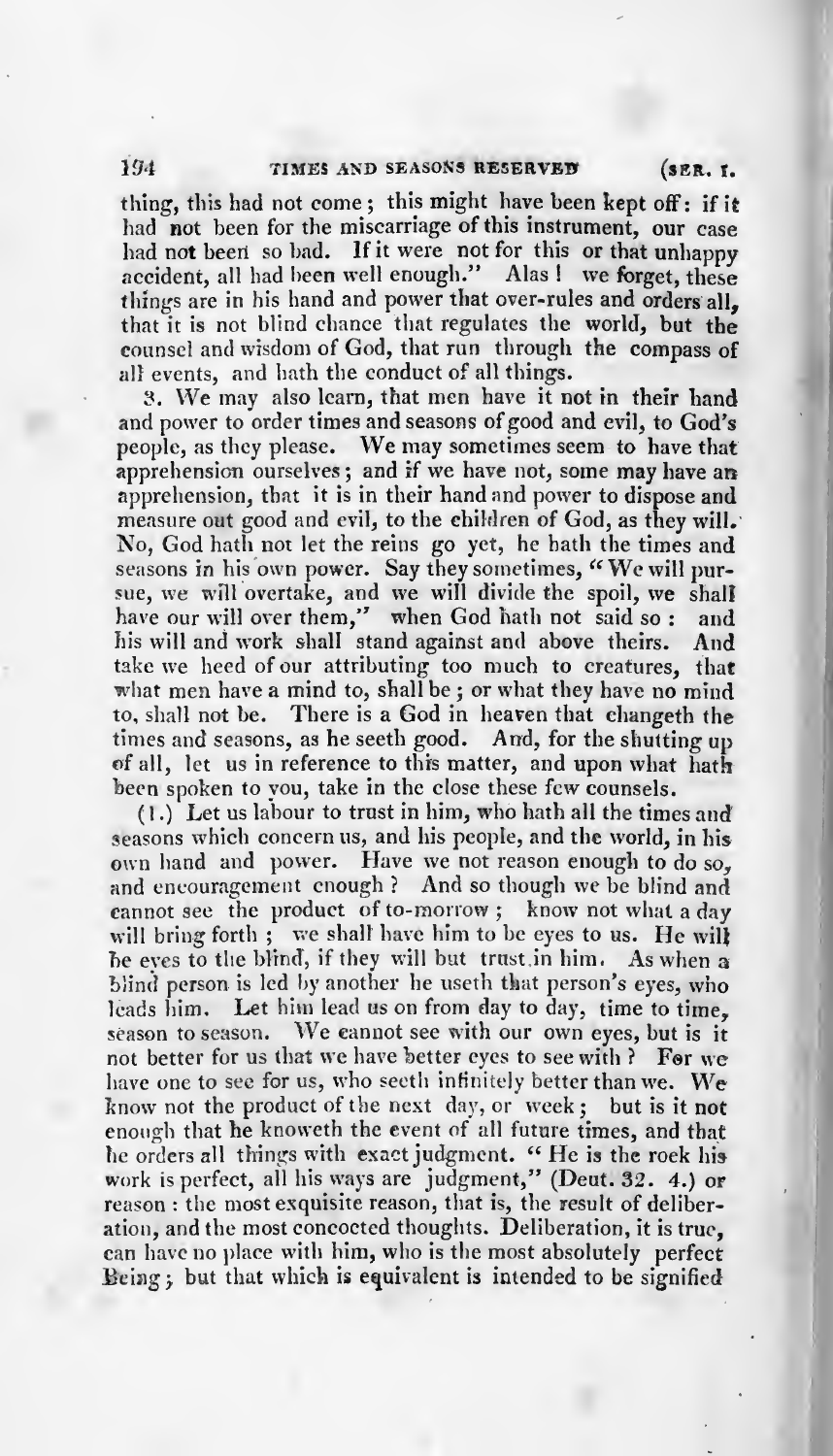thing, this had not come; this might have been kept off: if it had not been for the miscarriage of this instrument, our case had not been so bad. If it were not for this or that unhappy accident, all had been well enough." Alas! we forget, these things are in his hand and power that over-rules and orders all, that it is not blind chance that regulates the world, but the counsel and wisdom of God, that run through the compass of all events, and hath the conduct of all things.

3. We may also learn, that men have it not in their hand and power to order times and seasons of good and evil, to God's people, as they please. We may sometimes seem to have that apprehension ourselves; and if we have not, some may have an apprehension, that it is in their hand and power to dispose and measure out good and evil, to the children of God, as they will. No, God hath not let the reins go yet, he hath the times and seasons in his own power. Say they sometimes, "We will pursue, we will overtake, and we will divide the spoil, we shall have our will over them," when God hath not said so: and his will and work shall stand against and above theirs. And take we heed of our attributing too much to creatures, that what men have a mind to, shall be; or what they have no mind to, shall not be. There is a God in heaven that changeth the times and seasons, as he seeth good. And, for the shutting up of all, let us in reference to this matter, and upon what hath been spoken to you, take in the close these few counsels.

(1.) Let us labour to trust in him, who hath all the times and seasons which concern us, and his people, and the world, in his own hand and power. Have we not reason enough to do so, and encouragement enough? And so though we be blind and cannot see the product of to-morrow; know not what a day will bring forth; we shall have him to be eyes to us. He will be eyes to the blind, if they will but trust in him. As when a blind person is led by another he useth that person's eyes, who leads him. Let him lead us on from day to day, time to time, season to season. We cannot see with our own eyes, but is it not better for us that we have better eyes to see with? For we have one to see for us, who seeth infinitely better than we. We know not the product of the next day, or week; but is it not enough that he knoweth the event of all future times, and that he orders all things with exact judgment. "He is the rock his work is perfect, all his ways are judgment," (Deut. 32. 4.) or reason: the most exquisite reason, that is, the result of deliberation, and the most concocted thoughts. Deliberation, it is true, can have no place with him, who is the most absolutely perfect Being; but that which is equivalent is intended to be signified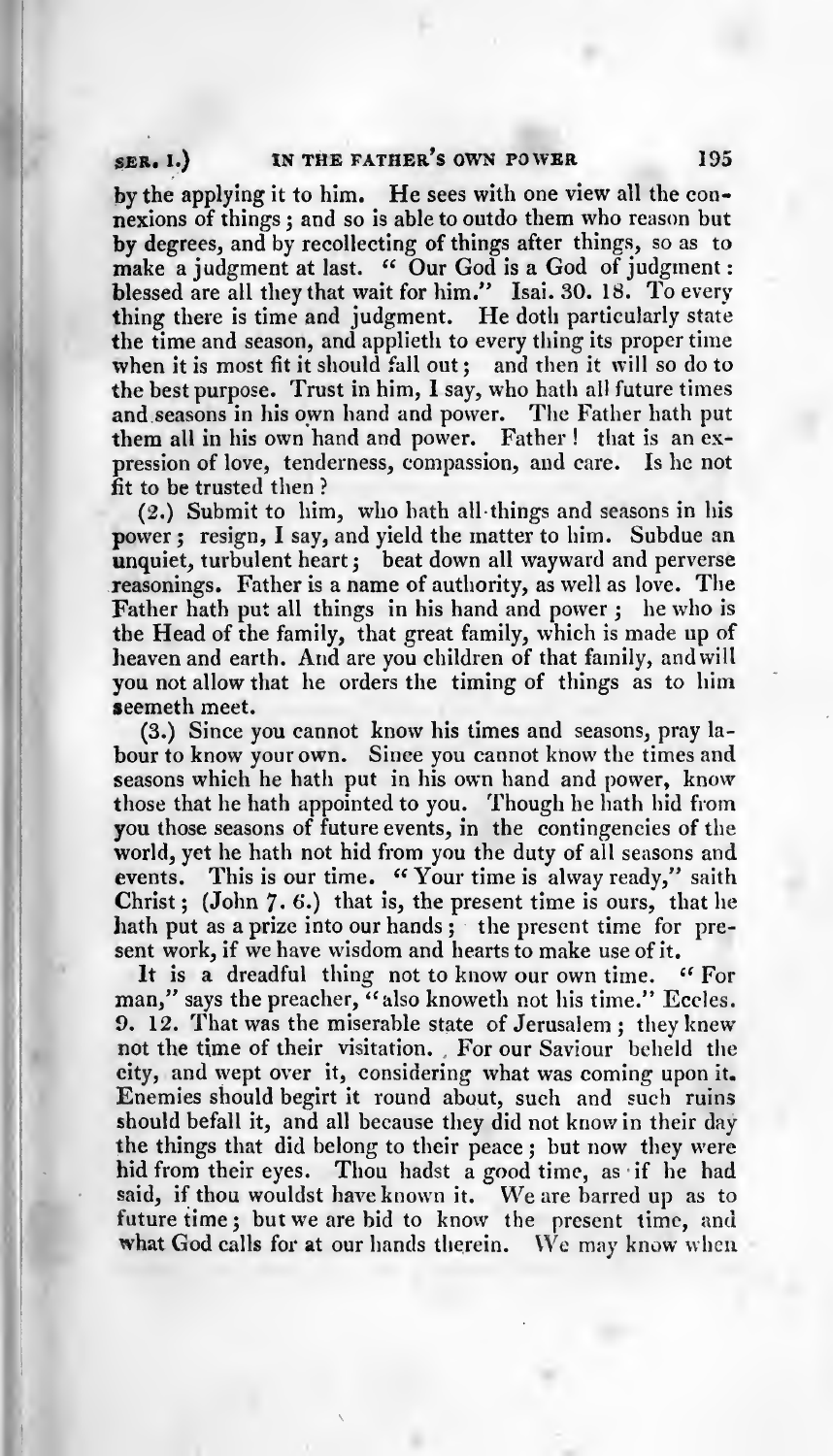by the applying it to him. He sees with one view all the connexions of things; and so is able to outdo them who reason but by degrees, and by recollecting of things after things, so as to make a judgment at last. "Our God is a God of judgment: blessed are all they that wait for him." Isai. 30. 18. To every thing there is time and judgment. He doth particularly state the time and season, and applieth to every thing its proper time when it is most fit it should fall out; and then it will so do to the best purpose. Trust in him, I say, who hath all future times and seasons in his own hand and power. The Father hath put them all in his own hand and power. Father! that is an expression of love, tenderness, compassion, and care. Is he not fit to be trusted then?

(2.) Submit to him, who hath all things and seasons in his power; resign, I say, and yield the matter to him. Subdue an unquiet, turbulent heart; beat down all wayward and perverse reasonings. Father is a name of authority, as well as love. The Father hath put all things in his hand and power; he who is the Head of the family, that great family, which is made up of heaven and earth. And are you children of that family, and will you not allow that he orders the timing of things as to him seemeth meet.

(3.) Since you cannot know his times and seasons, pray labour to know your own. Since you cannot know the times and seasons which he hath put in his own hand and power, know those that he hath appointed to you. Though he hath hid from you those seasons of future events, in the contingencies of the world, yet he hath not hid from you the duty of all seasons and events. This is our time. "Your time is alway ready," saith Christ; (John 7. 6.) that is, the present time is ours, that he hath put as a prize into our hands; the present time for present work, if we have wisdom and hearts to make use of it.

It is a dreadful thing not to know our own time. "For man," says the preacher, "also knoweth not his time." Eccles. 9. 12. That was the miserable state of Jerusalem; they knew not the time of their visitation. For our Saviour beheld the city, and wept over it, considering what was coming upon it. Enemies should begirt it round about, such and such ruins should befall it, and all because they did not know in their day the things that did belong to their peace; but now they were hid from their eyes. Thou hadst a good time, as if he had said, if thou wouldst have known it. We are barred up as to future time; but we are bid to know the present time, and what God calls for at our hands therein. We may know when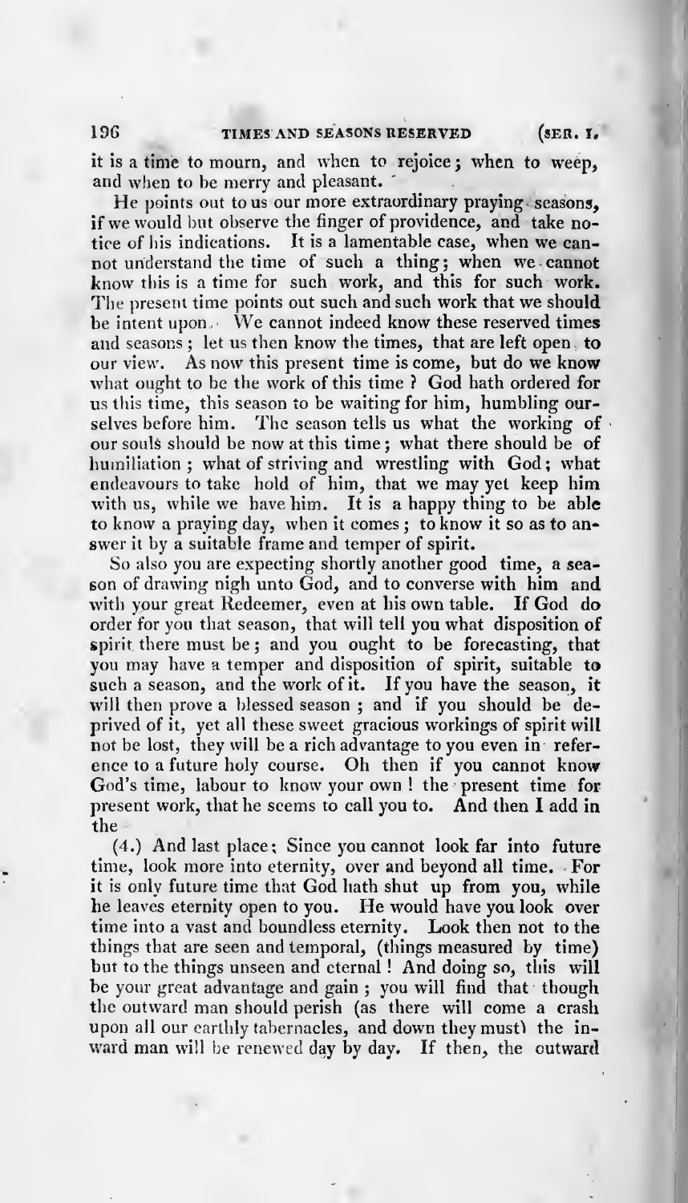it is a time to mourn, and when to rejoice; when to weep, and when to be merry and pleasant.

He points out to us our more extraordinary praying seasons, if we would but observe the finger of providence, and take notice of his indications. It is a lamentable case, when we cannot understand the time of such a thing; when we cannot know this is a time for such work, and this for such work. The present time points out such and such work that we should be intent upon. We cannot indeed know these reserved times and seasons; let us then know the times, that are left open to our view. As now this present time is come, but do we know what ought to be the work of this time? God hath ordered for us this time, this season to be waiting for him, humbling ourselves before him. The season tells us what the working of our souls should be now at this time; what there should be of humiliation; what of striving and wrestling with God; what endeavours to take hold of him, that we may yet keep him with us, while we have him. It is a happy thing to be able to know a praying day, when it comes; to know it so as to answer it by a suitable frame and temper of spirit.

So also you are expecting shortly another good time, a season of drawing nigh unto God, and to converse with him and with your great Redeemer, even at his own table. If God do order for you that season, that will tell you what disposition of spirit there must be; and you ought to be forecasting, that you may have a temper and disposition of spirit, suitable to such a season, and the work of it. If you have the season, it will then prove a blessed season; and if you should be deprived of it, yet all these sweet gracious workings of spirit will not be lost, they will be a rich advantage to you even in reference to a future holy course. Oh then if you cannot know God's time, labour to know your own! the present time for present work, that he seems to call you to. And then I add in the

(4.) And last place: Since you cannot look far into future time, look more into eternity, over and beyond all time. For it is only future time that God hath shut up from you, while he leaves eternity open to you. He would have you look over time into a vast and boundless eternity. Look then not to the things that are seen and temporal, (things measured by time) but to the things unseen and eternal! And doing so, this will be your great advantage and gain; you will find that though the outward man should perish (as there will come a crash upon all our earthly tabernacles, and down they must) the inward man will be renewed day by day. If then, the outward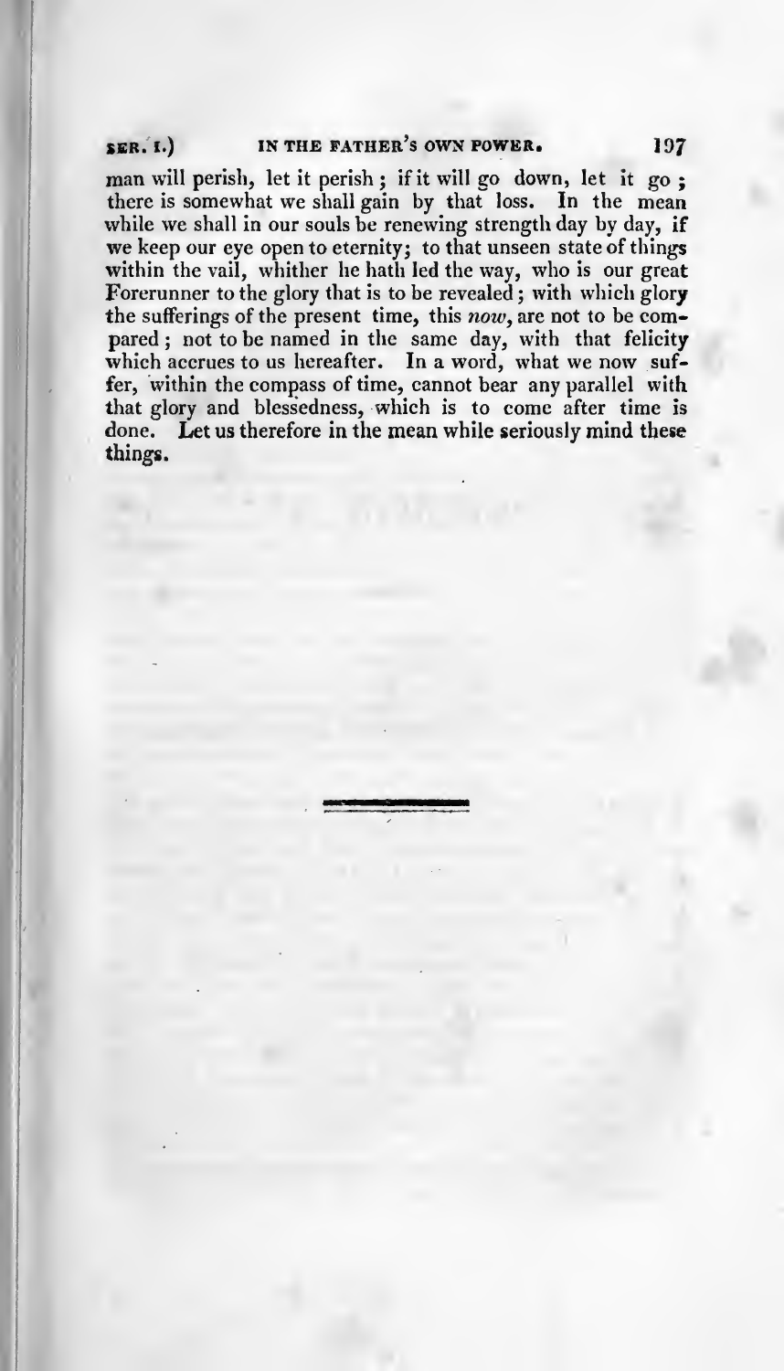man will perish, let it perish ; if it will go down, let it go ; there is somewhat we shall gain by that loss. In the mean while we shall in our souls be renewing strength day by day, if we keep our eye open to eternity; to that unseen state of things within the vail, whither he hath led the way, who is our great Forerunner to the glory that is to be revealed; with which glory the sufferings of the present time, this *now*, are not to be compared ; not to be named in the same day, with that felicity which accrues to us hereafter. In a word, what we now suffer, within the compass of time, cannot bear any parallel with that glory and blessedness, which is to come after time is done. Let us therefore in the mean while seriously mind these things.

---